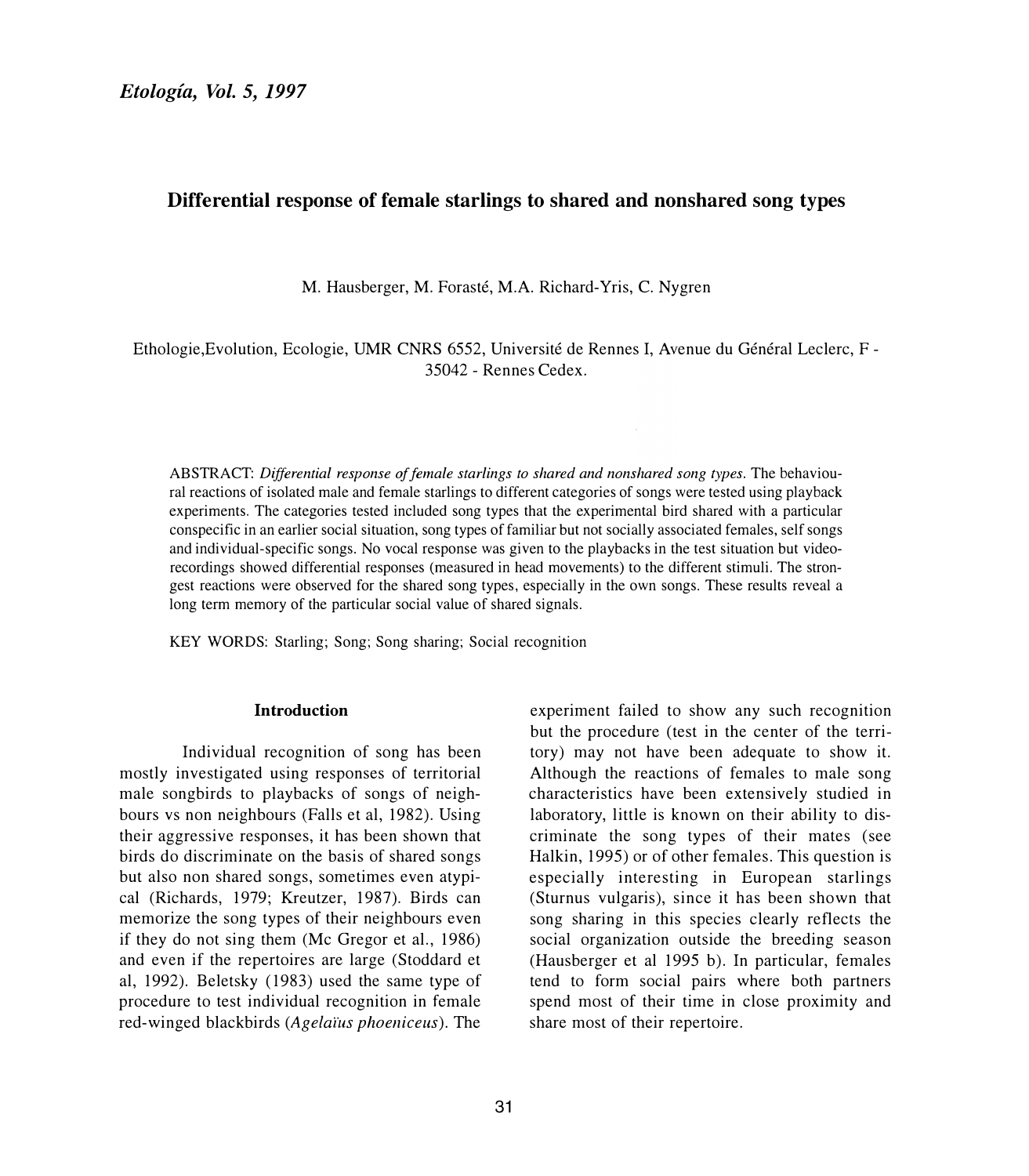*Etología, Vol. 5, 1997*

# Differential response of female starlings to shared and nonshared song types

M. Hausberger, M. Forasté, M.A. Richard-Yris, C. Nygren

Ethologie,Evolution, Ecologie, UMR CNRS 6552, Université de Rennes I, Avenue du Général Leclerc, F - 35042 - Rennes Cedex.

ABSTRACT: *Differential response of female starlings to shared and nonshared song types.* The behavioural reactions of isolated male and female starlings to different categories of songs were tested using playback experiments. The categories tested included song types that the experimental bird shared with a particular conspecific in an earlier social situation, song types of familiar but not socially associated females, self songs and individual-specific songs. No vocal response was given to the playbacks in the test situation but video-recordings showed differential responses (measured in head movements) to the different stimuli. The strongest reactions were observed for the shared song types, especially in the own songs. These results reveal a long term memory of the particular social value of shared signals.

KEY WORDS: Starling; Song; Song sharing; Social recognition

## Introduction

Individual recognition of song has been mostly investigated using responses of territorial male songbirds to playbacks of songs of neighbours vs non neighbours (Falls et al, 1982). Using their aggressive responses, it has been shown that birds do discriminate on the basis of shared songs but also non shared songs, sometimes even atypical (Richards, 1979; Kreutzer, 1987). Birds can memorize the song types of their neighbours even if they do not sing them (Mc Gregor et al., 1986) and even if the repertoires are large (Stoddard et al, 1992). Beletsky (1983) used the same type of procedure to test individual recognition in female red-winged blackbirds (*Agelaïus phoeniceus*). The experiment failed to show any such recognition but the procedure (test in the center of the territory) may not have been adequate to show it. Although the reactions of females to male song characteristics have been extensively studied in laboratory, little is known on their ability to discriminate the song types of their mates (see Halkin, 1995) or of other females. This question is especially interesting in European starlings (Sturnus vulgaris), since it has been shown that song sharing in this species clearly reflects the social organization outside the breeding season (Hausberger et al 1995 b). In particular, females tend to form social pairs where both partners spend most of their time in close proximity and share most of their repertoire.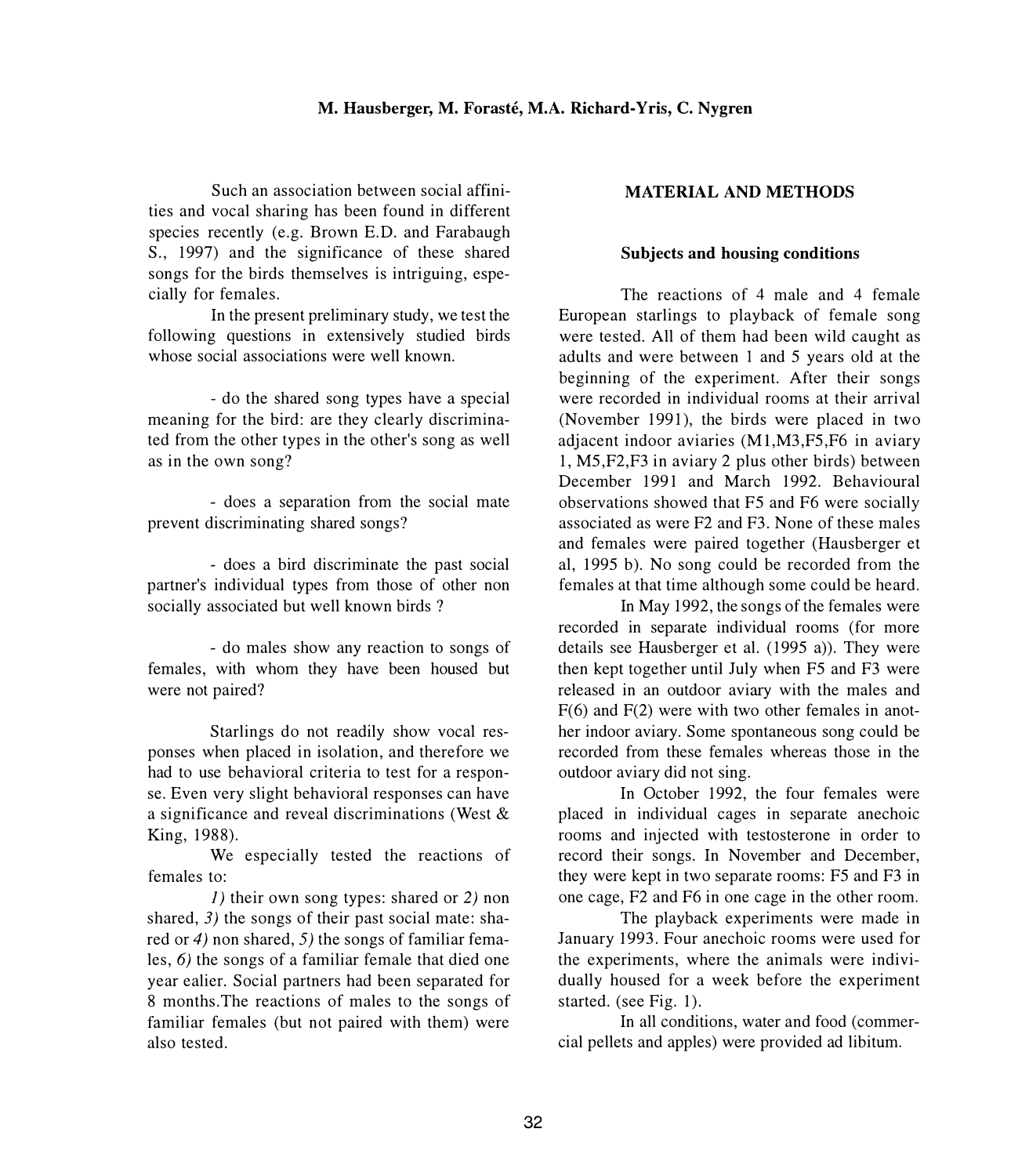Such an association between social affinities and vocal sharing has been found in different species recently (e.g. Brown E.D. and Farabaugh S., 1997) and the significance of these shared songs for the birds themselves is intriguing, especially for females.

In the present preliminary study, we test the following questions in extensively studied birds whose social associations were well known.

- do the shared song types have a special meaning for the bird: are they clearly discriminated from the other types in the other's song as well as in the own song?

- does a separation from the social mate prevent discriminating shared songs?

- does a bird discriminate the past social partner's individual types from those of other non socially associated but well known birds ?

- do males show any reaction to songs of females, with whom they have been housed but were not paired?

Starlings do not readily show vocal responses when placed in isolation, and therefore we had to use behavioral criteria to test for a response. Even very slight behavioral responses can have a significance and reveal discriminations (West & King, 1988).

We especially tested the reactions of females to:

*1)* their own song types: shared or *2)* non shared, *3)* the songs of their past social mate: shared or *4)* non shared, *5)* the songs of familiar females, *6)* the songs of a familiar female that died one year ealier. Social partners had been separated for 8 months.The reactions of males to the songs of familiar females (but not paired with them) were also tested.

## MATERIAL AND METHODS

### Subjects and housing conditions

The reactions of 4 male and 4 female European starlings to playback of female song were tested. All of them had been wild caught as adults and were between 1 and 5 years old at the beginning of the experiment. After their songs were recorded in individual rooms at their arrival (November 1991), the birds were placed in two adjacent indoor aviaries (M1,M3,F5,F6 in aviary 1, M5,F2,F3 in aviary 2 plus other birds) between December 1991 and March 1992. Behavioural observations showed that F5 and F6 were socially associated as were F2 and F3. None of these males and females were paired together (Hausberger et al, 1995 b). No song could be recorded from the females at that time although some could be heard.

In May 1992, the songs of the females were recorded in separate individual rooms (for more details see Hausberger et al. (1995 a)). They were then kept together until July when F5 and F3 were released in an outdoor aviary with the males and F(6) and F(2) were with two other females in another indoor aviary. Some spontaneous song could be recorded from these females whereas those in the outdoor aviary did not sing.

In October 1992, the four females were placed in individual cages in separate anechoic rooms and injected with testosterone in order to record their songs. In November and December, they were kept in two separate rooms: F5 and F3 in one cage, F2 and F6 in one cage in the other room.

The playback experiments were made in January 1993. Four anechoic rooms were used for the experiments, where the animals were individually housed for a week before the experiment started. (see Fig. 1).

In all conditions, water and food (commercial pellets and apples) were provided ad libitum.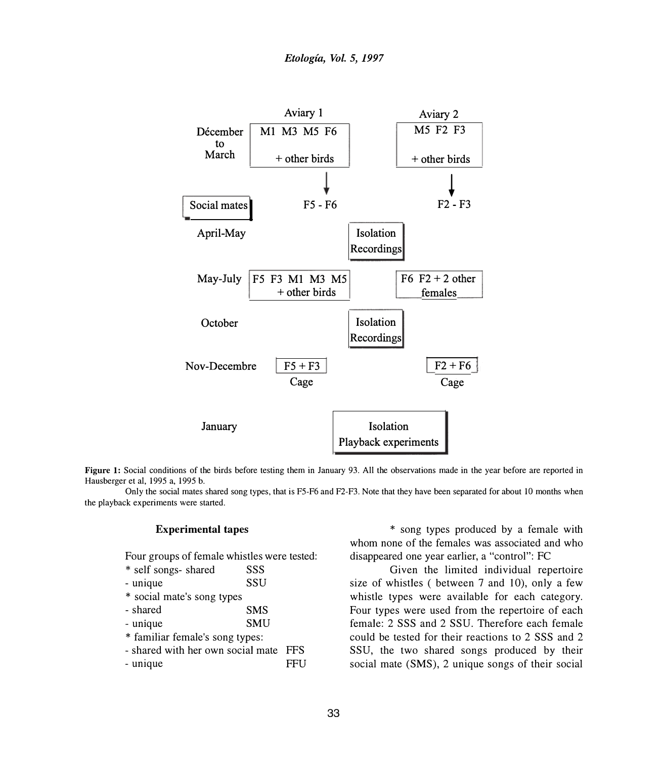Aviary 1

Aviary 2

Décember to March

M1 M3 M5 F6 + other birds

M5 F2 F3 + other birds

Social mates

F5 - F6

F2 - F3

April-May

Isolation Recordings

May-July

F5 F3 M1 M3 M5 + other birds

F6 F2 + 2 other females

October

Isolation Recordings

Nov-Decembre

F5 + F3 Cage

F2 + F6 Cage

January

Isolation Playback experiments

**Figure 1:** Social conditions of the birds before testing them in January 93. All the observations made in the year before are reported in Hausberger et al, 1995 a, 1995 b.

Only the social mates shared song types, that is F5-F6 and F2-F3. Note that they have been separated for about 10 months when the playback experiments were started.

### Experimental tapes

Four groups of female whistles were tested:

* self songs- shared SSS
- unique SSU
* social mate's song types
- shared SMS
- unique SMU
* familiar female's song types:
- shared with her own social mate FFS
- unique FFU
* song types produced by a female with whom none of the females was associated and who disappeared one year earlier, a "control": FC

Given the limited individual repertoire size of whistles ( between 7 and 10), only a few whistle types were available for each category. Four types were used from the repertoire of each female: 2 SSS and 2 SSU. Therefore each female could be tested for their reactions to 2 SSS and 2 SSU, the two shared songs produced by their social mate (SMS), 2 unique songs of their social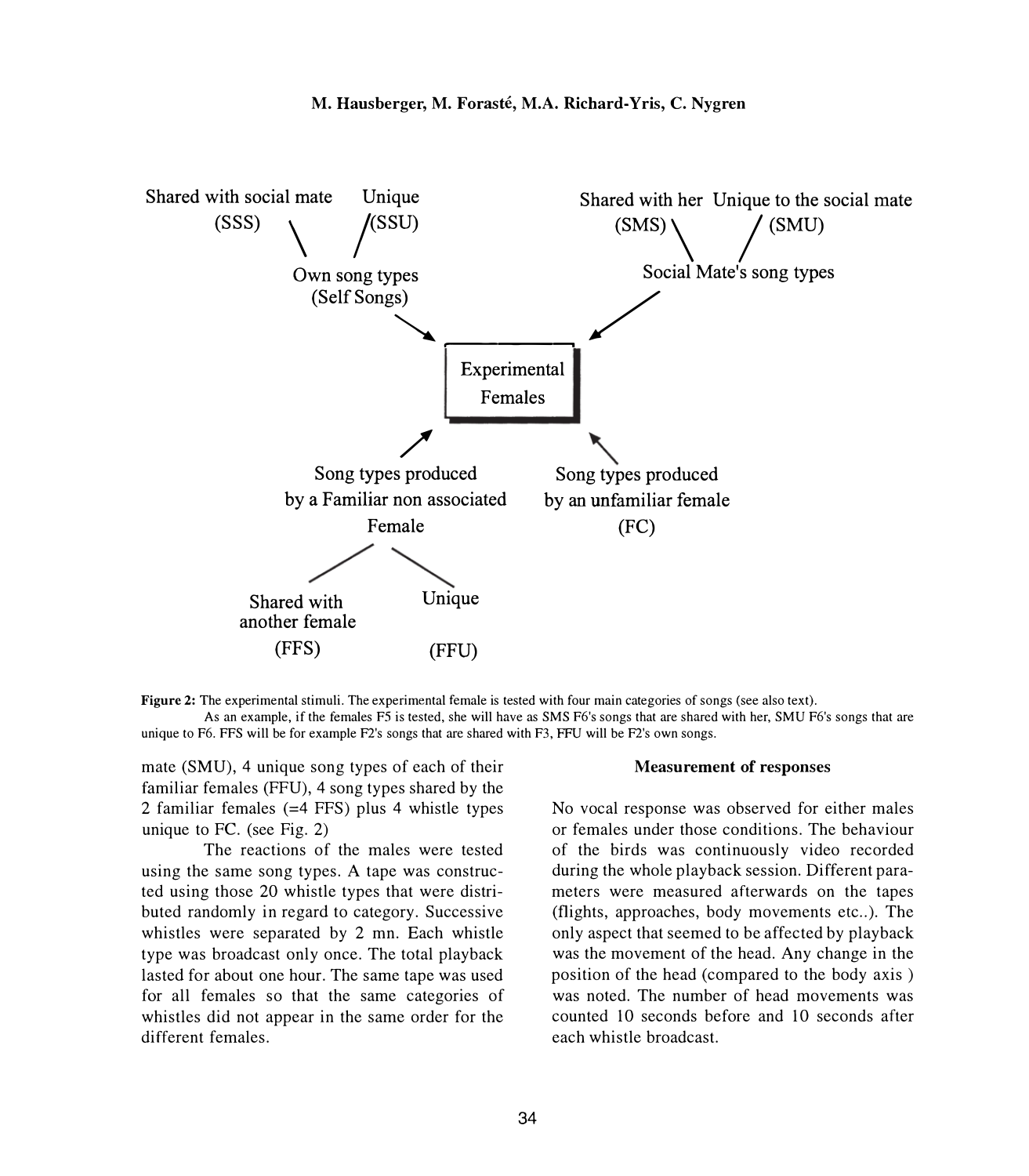Shared with social mate (SSS)

Unique (SSU)

Own song types (Self Songs)

Shared with her (SMS)

Unique to the social mate (SMU)

Social Mate's song types

Experimental Females

Song types produced by a Familiar non associated Female

Song types produced by an unfamiliar female (FC)

Shared with another female (FFS)

Unique (FFU)

**Figure 2:** The experimental stimuli. The experimental female is tested with four main categories of songs (see also text). As an example, if the females F5 is tested, she will have as SMS F6's songs that are shared with her, SMU F6's songs that are unique to F6. FFS will be for example F2's songs that are shared with F3, FFU will be F2's own songs.

mate (SMU), 4 unique song types of each of their familiar females (FFU), 4 song types shared by the 2 familiar females (=4 FFS) plus 4 whistle types unique to FC. (see Fig. 2)

The reactions of the males were tested using the same song types. A tape was constructed using those 20 whistle types that were distributed randomly in regard to category. Successive whistles were separated by 2 mn. Each whistle type was broadcast only once. The total playback lasted for about one hour. The same tape was used for all females so that the same categories of whistles did not appear in the same order for the different females.

### Measurement of responses

No vocal response was observed for either males or females under those conditions. The behaviour of the birds was continuously video recorded during the whole playback session. Different parameters were measured afterwards on the tapes (flights, approaches, body movements etc..). The only aspect that seemed to be affected by playback was the movement of the head. Any change in the position of the head (compared to the body axis ) was noted. The number of head movements was counted 10 seconds before and 10 seconds after each whistle broadcast.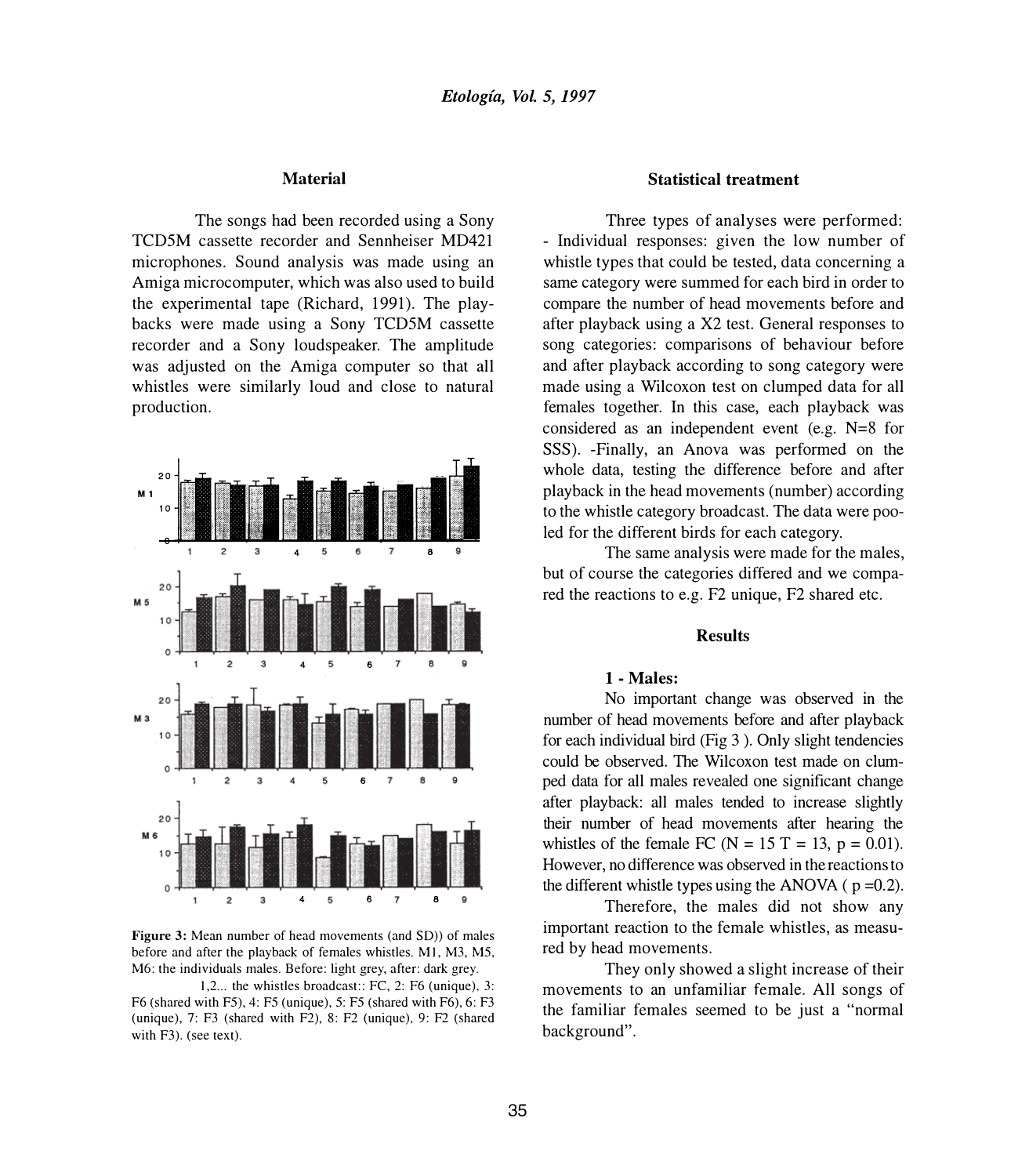## Material

The songs had been recorded using a Sony TCD5M cassette recorder and Sennheiser MD421 microphones. Sound analysis was made using an Amiga microcomputer, which was also used to build the experimental tape (Richard, 1991). The playbacks were made using a Sony TCD5M cassette recorder and a Sony loudspeaker. The amplitude was adjusted on the Amiga computer so that all whistles were similarly loud and close to natural production.

**Figure 3:** Mean number of head movements (and SD)) of males before and after the playback of females whistles. M1, M3, M5, M6: the individuals males. Before: light grey, after: dark grey.

1,2... the whistles broadcast:: FC, 2: F6 (unique), 3: F6 (shared with F5), 4: F5 (unique), 5: F5 (shared with F6), 6: F3 (unique), 7: F3 (shared with F2), 8: F2 (unique), 9: F2 (shared with F3). (see text).

## Statistical treatment

Three types of analyses were performed:
- Individual responses: given the low number of whistle types that could be tested, data concerning a same category were summed for each bird in order to compare the number of head movements before and after playback using a X2 test. General responses to song categories: comparisons of behaviour before and after playback according to song category were made using a Wilcoxon test on clumped data for all females together. In this case, each playback was considered as an independent event (e.g. N=8 for SSS). -Finally, an Anova was performed on the whole data, testing the difference before and after playback in the head movements (number) according to the whistle category broadcast. The data were pooled for the different birds for each category.

The same analysis were made for the males, but of course the categories differed and we compared the reactions to e.g. F2 unique, F2 shared etc.

## Results

### 1 - Males:

No important change was observed in the number of head movements before and after playback for each individual bird (Fig 3 ). Only slight tendencies could be observed. The Wilcoxon test made on clumped data for all males revealed one significant change after playback: all males tended to increase slightly their number of head movements after hearing the whistles of the female FC ($N = 15$ $T = 13$, $p = 0.01$). However, no difference was observed in the reactions to the different whistle types using the ANOVA ( $p = 0.2$).

Therefore, the males did not show any important reaction to the female whistles, as measured by head movements.

They only showed a slight increase of their movements to an unfamiliar female. All songs of the familiar females seemed to be just a "normal background".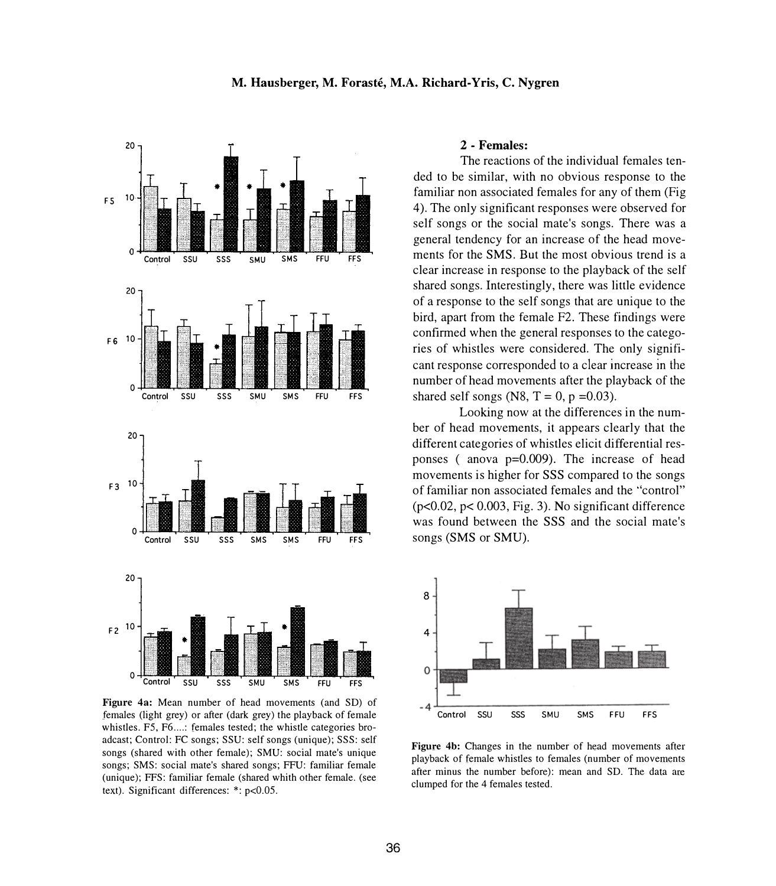20
F5 10
0
Control SSU SSS SMU SMS FFU FFS

20
F6 10
0
Control SSU SSS SMU SMS FFU FFS

20
F3 10
0
Control SSU SSS SMS SMS FFU FFS

20
F2 10
0
Control SSU SSS SMU SMS FFU FFS

**Figure 4a:** Mean number of head movements (and SD) of females (light grey) or after (dark grey) the playback of female whistles. F5, F6....: females tested; the whistle categories broadcast; Control: FC songs; SSU: self songs (unique); SSS: self songs (shared with other female); SMU: social mate's unique songs; SMS: social mate's shared songs; FFU: familiar female (unique); FFS: familiar female (shared whith other female. (see text). Significant differences: *: p<0.05.

### 2 - Females:

The reactions of the individual females tended to be similar, with no obvious response to the familiar non associated females for any of them (Fig 4). The only significant responses were observed for self songs or the social mate's songs. There was a general tendency for an increase of the head movements for the SMS. But the most obvious trend is a clear increase in response to the playback of the self shared songs. Interestingly, there was little evidence of a response to the self songs that are unique to the bird, apart from the female F2. These findings were confirmed when the general responses to the categories of whistles were considered. The only significant response corresponded to a clear increase in the number of head movements after the playback of the shared self songs (N8, $T = 0$, $p = 0.03$).

Looking now at the differences in the number of head movements, it appears clearly that the different categories of whistles elicit differential responses ( anova $p=0.009$). The increase of head movements is higher for SSS compared to the songs of familiar non associated females and the "control" ($p<0.02$, $p< 0.003$, Fig. 3). No significant difference was found between the SSS and the social mate's songs (SMS or SMU).

8
4
0
-4
Control SSU SSS SMU SMS FFU FFS

**Figure 4b:** Changes in the number of head movements after playback of female whistles to females (number of movements after minus the number before): mean and SD. The data are clumped for the 4 females tested.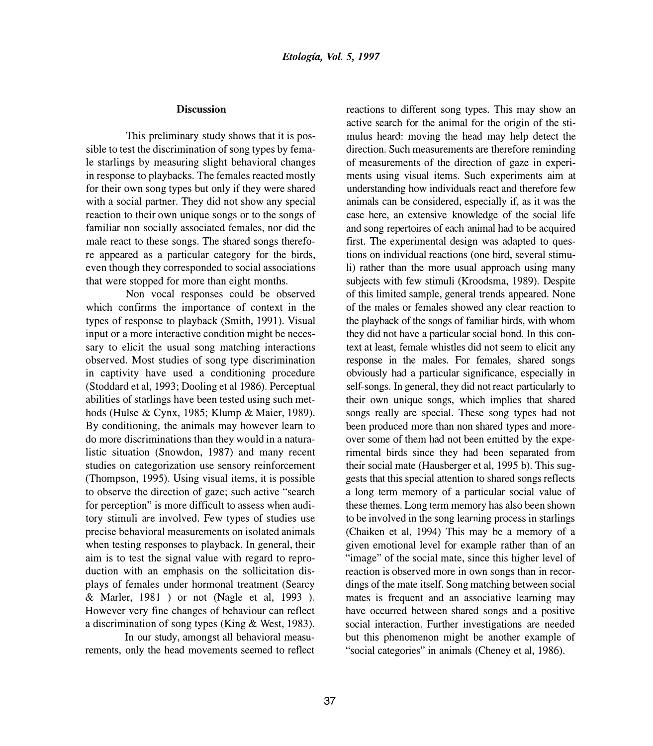## Discussion

This preliminary study shows that it is possible to test the discrimination of song types by female starlings by measuring slight behavioral changes in response to playbacks. The females reacted mostly for their own song types but only if they were shared with a social partner. They did not show any special reaction to their own unique songs or to the songs of familiar non socially associated females, nor did the male react to these songs. The shared songs therefore appeared as a particular category for the birds, even though they corresponded to social associations that were stopped for more than eight months.

Non vocal responses could be observed which confirms the importance of context in the types of response to playback (Smith, 1991). Visual input or a more interactive condition might be necessary to elicit the usual song matching interactions observed. Most studies of song type discrimination in captivity have used a conditioning procedure (Stoddard et al, 1993; Dooling et al 1986). Perceptual abilities of starlings have been tested using such methods (Hulse & Cynx, 1985; Klump & Maier, 1989). By conditioning, the animals may however learn to do more discriminations than they would in a naturalistic situation (Snowdon, 1987) and many recent studies on categorization use sensory reinforcement (Thompson, 1995). Using visual items, it is possible to observe the direction of gaze; such active "search for perception" is more difficult to assess when auditory stimuli are involved. Few types of studies use precise behavioral measurements on isolated animals when testing responses to playback. In general, their aim is to test the signal value with regard to reproduction with an emphasis on the sollicitation displays of females under hormonal treatment (Searcy & Marler, 1981 ) or not (Nagle et al, 1993 ). However very fine changes of behaviour can reflect a discrimination of song types (King & West, 1983).

In our study, amongst all behavioral measurements, only the head movements seemed to reflect reactions to different song types. This may show an active search for the animal for the origin of the stimulus heard: moving the head may help detect the direction. Such measurements are therefore reminding of measurements of the direction of gaze in experiments using visual items. Such experiments aim at understanding how individuals react and therefore few animals can be considered, especially if, as it was the case here, an extensive knowledge of the social life and song repertoires of each animal had to be acquired first. The experimental design was adapted to questions on individual reactions (one bird, several stimuli) rather than the more usual approach using many subjects with few stimuli (Kroodsma, 1989). Despite of this limited sample, general trends appeared. None of the males or females showed any clear reaction to the playback of the songs of familiar birds, with whom they did not have a particular social bond. In this context at least, female whistles did not seem to elicit any response in the males. For females, shared songs obviously had a particular significance, especially in self-songs. In general, they did not react particularly to their own unique songs, which implies that shared songs really are special. These song types had not been produced more than non shared types and moreover some of them had not been emitted by the experimental birds since they had been separated from their social mate (Hausberger et al, 1995 b). This suggests that this special attention to shared songs reflects a long term memory of a particular social value of these themes. Long term memory has also been shown to be involved in the song learning process in starlings (Chaiken et al, 1994) This may be a memory of a given emotional level for example rather than of an "image" of the social mate, since this higher level of reaction is observed more in own songs than in recordings of the mate itself. Song matching between social mates is frequent and an associative learning may have occurred between shared songs and a positive social interaction. Further investigations are needed but this phenomenon might be another example of "social categories" in animals (Cheney et al, 1986).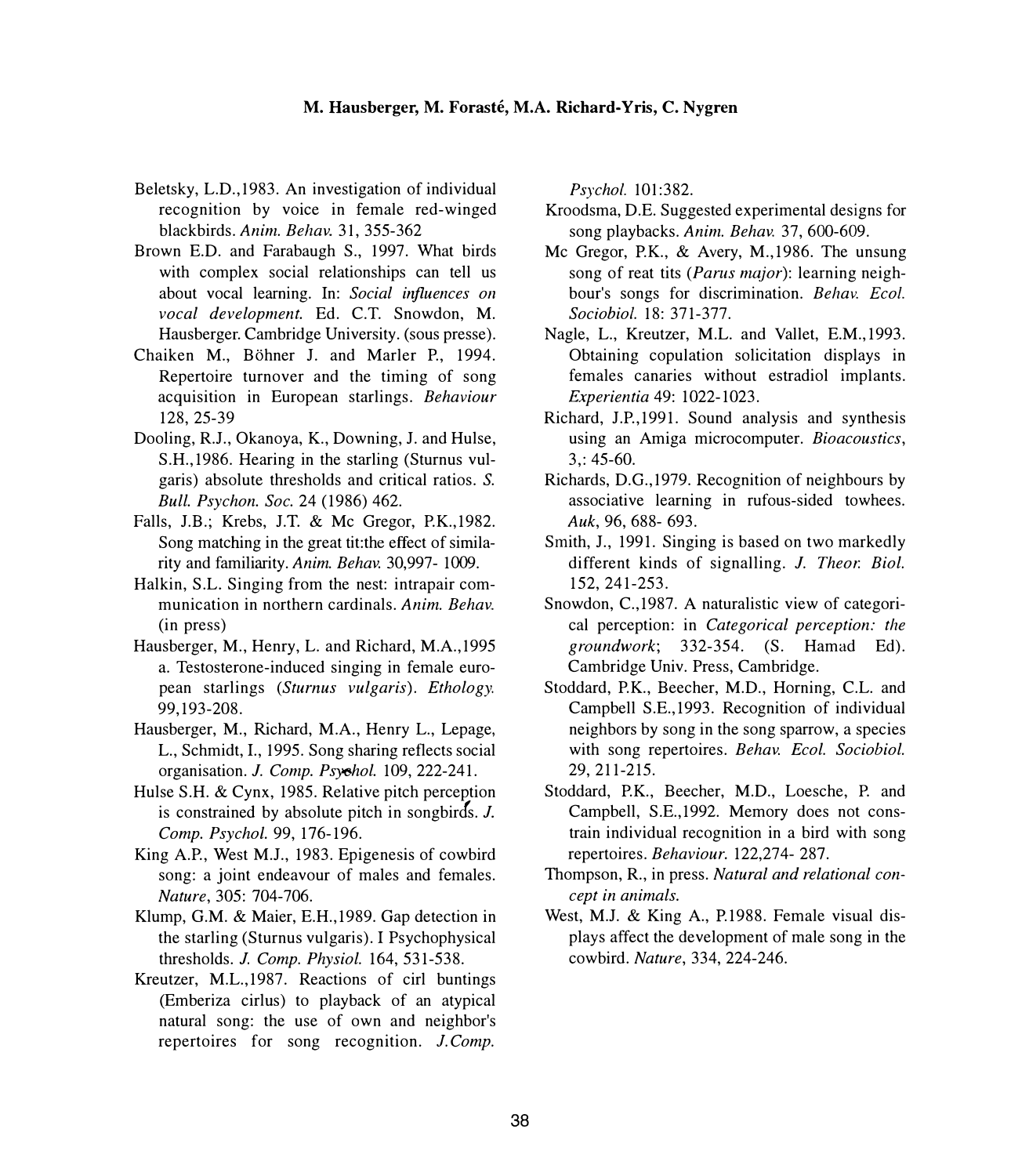Beletsky, L.D.,1983. An investigation of individual recognition by voice in female red-winged blackbirds. *Anim. Behav.* 31, 355-362

Brown E.D. and Farabaugh S., 1997. What birds with complex social relationships can tell us about vocal learning. In: *Social influences on vocal development.* Ed. C.T. Snowdon, M. Hausberger. Cambridge University. (sous presse).

Chaiken M., Böhner J. and Marler P., 1994. Repertoire turnover and the timing of song acquisition in European starlings. *Behaviour* 128, 25-39

Dooling, R.J., Okanoya, K., Downing, J. and Hulse, S.H.,1986. Hearing in the starling (Sturnus vulgaris) absolute thresholds and critical ratios. *S. Bull. Psychon. Soc.* 24 (1986) 462.

Falls, J.B.; Krebs, J.T. & Mc Gregor, P.K.,1982. Song matching in the great tit:the effect of similarity and familiarity. *Anim. Behav.* 30,997- 1009.

Halkin, S.L. Singing from the nest: intrapair communication in northern cardinals. *Anim. Behav.* (in press)

Hausberger, M., Henry, L. and Richard, M.A.,1995 a. Testosterone-induced singing in female european starlings (*Sturnus vulgaris*). *Ethology.* 99,193-208.

Hausberger, M., Richard, M.A., Henry L., Lepage, L., Schmidt, I., 1995. Song sharing reflects social organisation. *J. Comp. Psychol.* 109, 222-241.

Hulse S.H. & Cynx, 1985. Relative pitch perception is constrained by absolute pitch in songbirds. *J. Comp. Psychol.* 99, 176-196.

King A.P., West M.J., 1983. Epigenesis of cowbird song: a joint endeavour of males and females. *Nature*, 305: 704-706.

Klump, G.M. & Maier, E.H.,1989. Gap detection in the starling (Sturnus vulgaris). I Psychophysical thresholds. *J. Comp. Physiol.* 164, 531-538.

Kreutzer, M.L.,1987. Reactions of cirl buntings (Emberiza cirlus) to playback of an atypical natural song: the use of own and neighbor's repertoires for song recognition. *J.Comp. Psychol.* 101:382.

Kroodsma, D.E. Suggested experimental designs for song playbacks. *Anim. Behav.* 37, 600-609.

Mc Gregor, P.K., & Avery, M.,1986. The unsung song of reat tits (*Parus major*): learning neighbour's songs for discrimination. *Behav. Ecol. Sociobiol.* 18: 371-377.

Nagle, L., Kreutzer, M.L. and Vallet, E.M.,1993. Obtaining copulation solicitation displays in females canaries without estradiol implants. *Experientia* 49: 1022-1023.

Richard, J.P.,1991. Sound analysis and synthesis using an Amiga microcomputer. *Bioacoustics*, 3,: 45-60.

Richards, D.G.,1979. Recognition of neighbours by associative learning in rufous-sided towhees. *Auk*, 96, 688- 693.

Smith, J., 1991. Singing is based on two markedly different kinds of signalling. *J. Theor. Biol.* 152, 241-253.

Snowdon, C.,1987. A naturalistic view of categorical perception: in *Categorical perception: the groundwork*; 332-354. (S. Hamad Ed). Cambridge Univ. Press, Cambridge.

Stoddard, P.K., Beecher, M.D., Horning, C.L. and Campbell S.E.,1993. Recognition of individual neighbors by song in the song sparrow, a species with song repertoires. *Behav. Ecol. Sociobiol.* 29, 211-215.

Stoddard, P.K., Beecher, M.D., Loesche, P. and Campbell, S.E.,1992. Memory does not constrain individual recognition in a bird with song repertoires. *Behaviour.* 122,274- 287.

Thompson, R., in press. *Natural and relational concept in animals.*

West, M.J. & King A., P.1988. Female visual displays affect the development of male song in the cowbird. *Nature*, 334, 224-246.